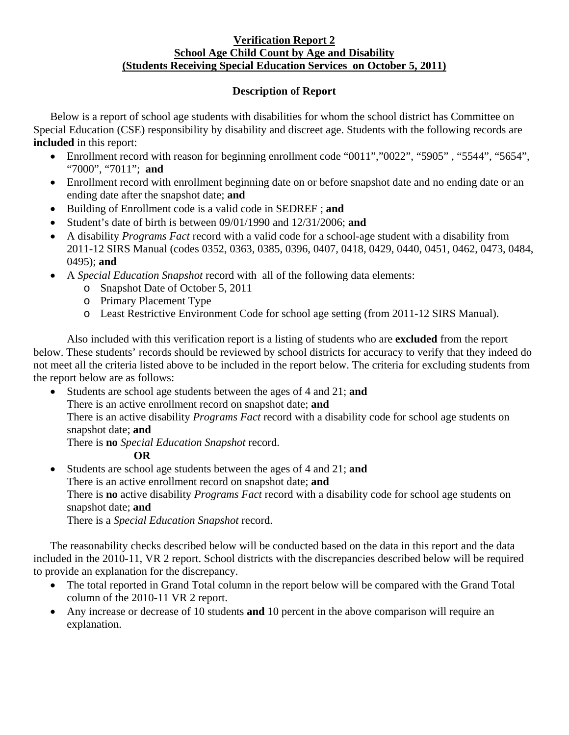**Verification Report 2**
**School Age Child Count by Age and Disability**
**(Students Receiving Special Education Services on October 5, 2011)**

## Description of Report

Below is a report of school age students with disabilities for whom the school district has Committee on Special Education (CSE) responsibility by disability and discreet age. Students with the following records are **included** in this report:

- Enrollment record with reason for beginning enrollment code "0011","0022", "5905" , "5544", "5654", "7000", "7011"; **and**
- Enrollment record with enrollment beginning date on or before snapshot date and no ending date or an ending date after the snapshot date; **and**
- Building of Enrollment code is a valid code in SEDREF ; **and**
- Student's date of birth is between 09/01/1990 and 12/31/2006; **and**
- A disability *Programs Fact* record with a valid code for a school-age student with a disability from 2011-12 SIRS Manual (codes 0352, 0363, 0385, 0396, 0407, 0418, 0429, 0440, 0451, 0462, 0473, 0484, 0495); **and**
- A *Special Education Snapshot* record with all of the following data elements:
    - Snapshot Date of October 5, 2011
    - Primary Placement Type
    - Least Restrictive Environment Code for school age setting (from 2011-12 SIRS Manual).

Also included with this verification report is a listing of students who are **excluded** from the report below. These students' records should be reviewed by school districts for accuracy to verify that they indeed do not meet all the criteria listed above to be included in the report below. The criteria for excluding students from the report below are as follows:

- Students are school age students between the ages of 4 and 21; **and**
  There is an active enrollment record on snapshot date; **and**
  There is an active disability *Programs Fact* record with a disability code for school age students on snapshot date; **and**
  There is **no** *Special Education Snapshot* record.

  **OR**

- Students are school age students between the ages of 4 and 21; **and**
  There is an active enrollment record on snapshot date; **and**
  There is **no** active disability *Programs Fact* record with a disability code for school age students on snapshot date; **and**
  There is a *Special Education Snapshot* record.

The reasonability checks described below will be conducted based on the data in this report and the data included in the 2010-11, VR 2 report. School districts with the discrepancies described below will be required to provide an explanation for the discrepancy.

- The total reported in Grand Total column in the report below will be compared with the Grand Total column of the 2010-11 VR 2 report.
- Any increase or decrease of 10 students **and** 10 percent in the above comparison will require an explanation.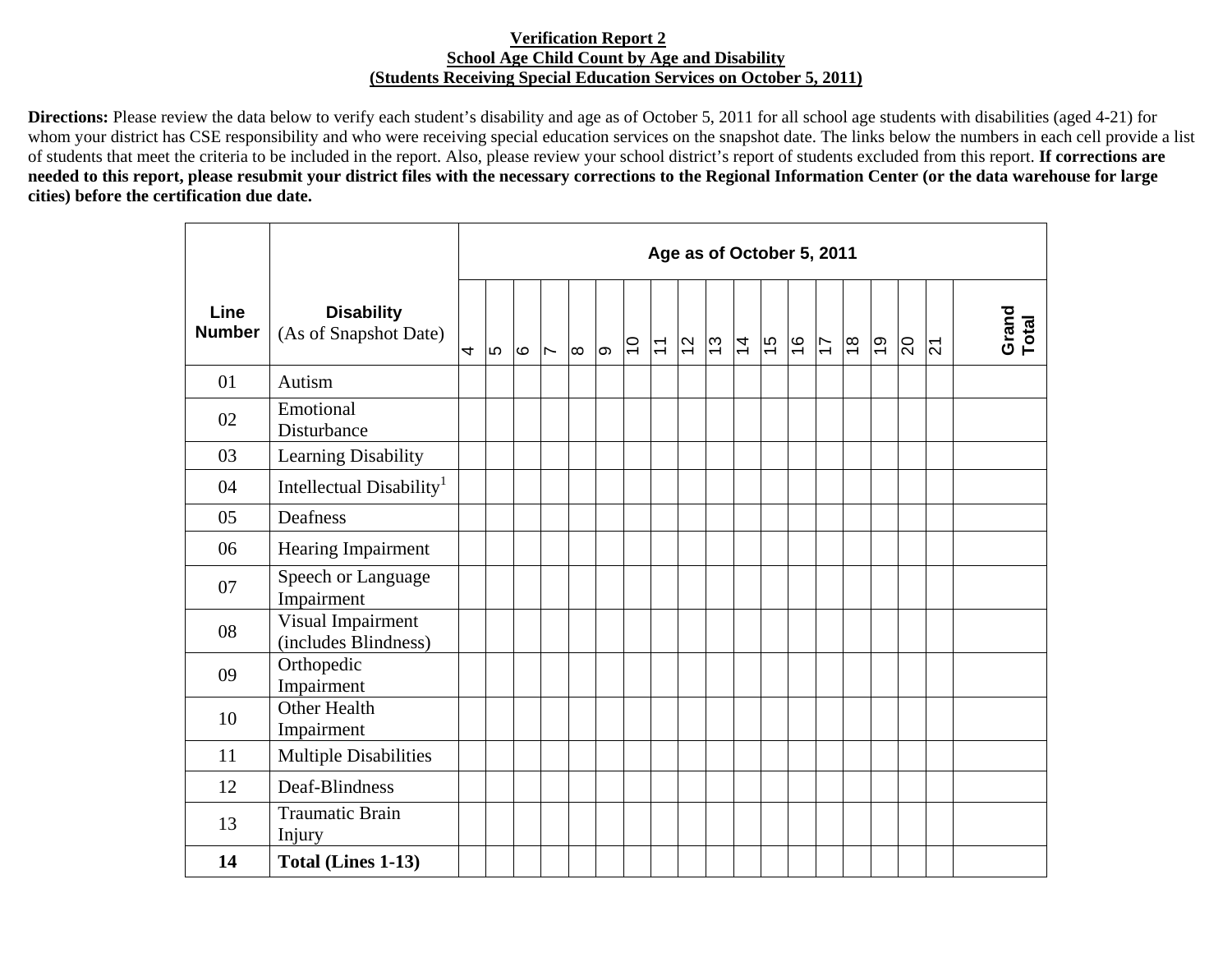**Verification Report 2**
**School Age Child Count by Age and Disability**
**(Students Receiving Special Education Services on October 5, 2011)**

**Directions:** Please review the data below to verify each student's disability and age as of October 5, 2011 for all school age students with disabilities (aged 4-21) for whom your district has CSE responsibility and who were receiving special education services on the snapshot date. The links below the numbers in each cell provide a list of students that meet the criteria to be included in the report. Also, please review your school district's report of students excluded from this report. **If corrections are needed to this report, please resubmit your district files with the necessary corrections to the Regional Information Center (or the data warehouse for large cities) before the certification due date.**

| Line Number | Disability (As of Snapshot Date) | Age as of October 5, 2011 | | | | | | | | | | | | | | | | | | |
|---|---|---|---|---|---|---|---|---|---|---|---|---|---|---|---|---|---|---|---|---|
| | | 4 | 5 | 6 | 7 | 8 | 9 | 10 | 11 | 12 | 13 | 14 | 15 | 16 | 17 | 18 | 19 | 20 | 21 | Grand Total |
| 01 | Autism | | | | | | | | | | | | | | | | | | | |
| 02 | Emotional Disturbance | | | | | | | | | | | | | | | | | | | |
| 03 | Learning Disability | | | | | | | | | | | | | | | | | | | |
| 04 | Intellectual Disability[1] | | | | | | | | | | | | | | | | | | | |
| 05 | Deafness | | | | | | | | | | | | | | | | | | | |
| 06 | Hearing Impairment | | | | | | | | | | | | | | | | | | | |
| 07 | Speech or Language Impairment | | | | | | | | | | | | | | | | | | | |
| 08 | Visual Impairment (includes Blindness) | | | | | | | | | | | | | | | | | | | |
| 09 | Orthopedic Impairment | | | | | | | | | | | | | | | | | | | |
| 10 | Other Health Impairment | | | | | | | | | | | | | | | | | | | |
| 11 | Multiple Disabilities | | | | | | | | | | | | | | | | | | | |
| 12 | Deaf-Blindness | | | | | | | | | | | | | | | | | | | |
| 13 | Traumatic Brain Injury | | | | | | | | | | | | | | | | | | | |
| **14** | **Total (Lines 1-13)** | | | | | | | | | | | | | | | | | | | |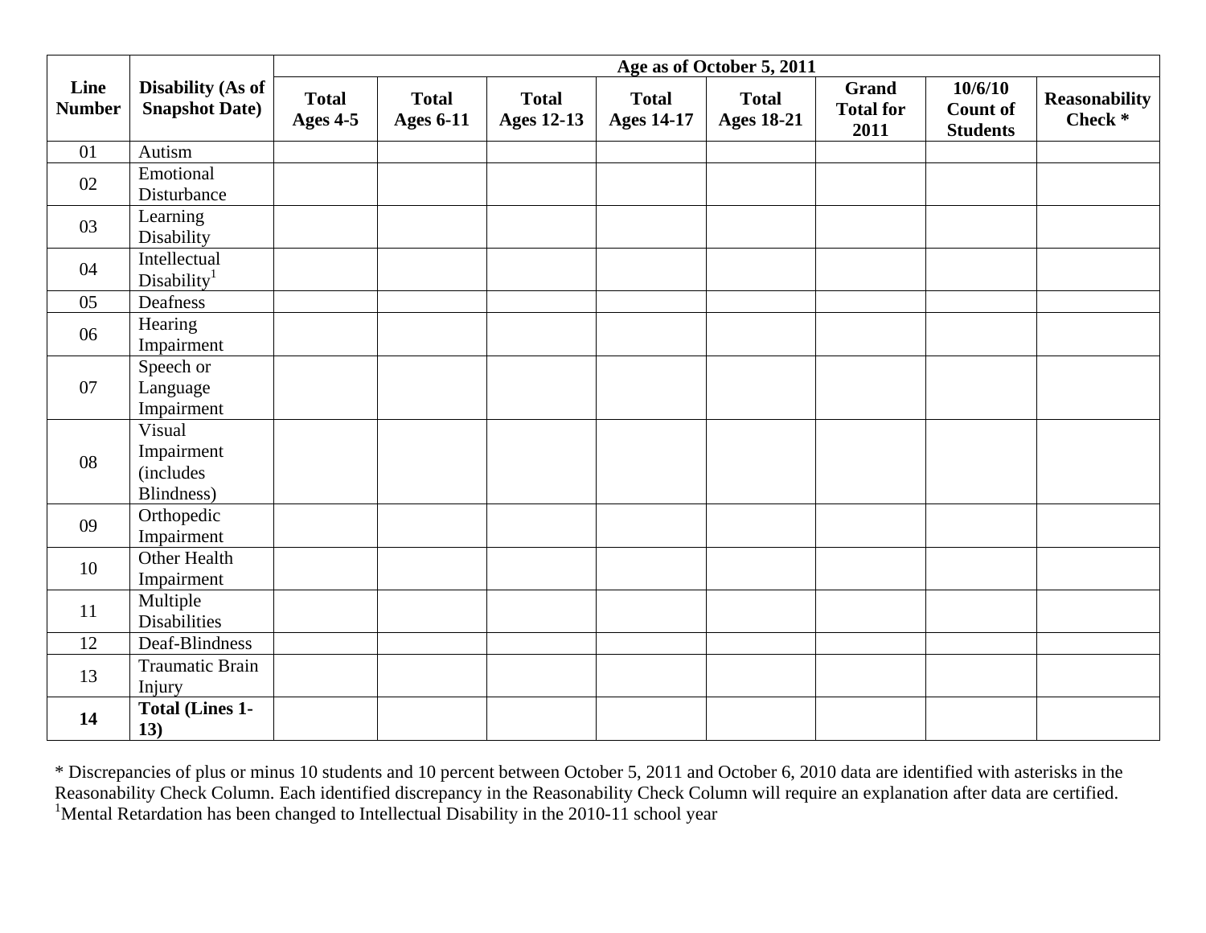| Line Number | Disability (As of Snapshot Date) | Age as of October 5, 2011 | | | | | | | |
|---|---|---|---|---|---|---|---|---|---|
| | | Total Ages 4-5 | Total Ages 6-11 | Total Ages 12-13 | Total Ages 14-17 | Total Ages 18-21 | Grand Total for 2011 | 10/6/10 Count of Students | Reasonability Check * |
| 01 | Autism | | | | | | | | |
| 02 | Emotional Disturbance | | | | | | | | |
| 03 | Learning Disability | | | | | | | | |
| 04 | Intellectual Disability[1] | | | | | | | | |
| 05 | Deafness | | | | | | | | |
| 06 | Hearing Impairment | | | | | | | | |
| 07 | Speech or Language Impairment | | | | | | | | |
| 08 | Visual Impairment (includes Blindness) | | | | | | | | |
| 09 | Orthopedic Impairment | | | | | | | | |
| 10 | Other Health Impairment | | | | | | | | |
| 11 | Multiple Disabilities | | | | | | | | |
| 12 | Deaf-Blindness | | | | | | | | |
| 13 | Traumatic Brain Injury | | | | | | | | |
| **14** | **Total (Lines 1-13)** | | | | | | | | |

* Discrepancies of plus or minus 10 students and 10 percent between October 5, 2011 and October 6, 2010 data are identified with asterisks in the Reasonability Check Column. Each identified discrepancy in the Reasonability Check Column will require an explanation after data are certified.

[1]Mental Retardation has been changed to Intellectual Disability in the 2010-11 school year